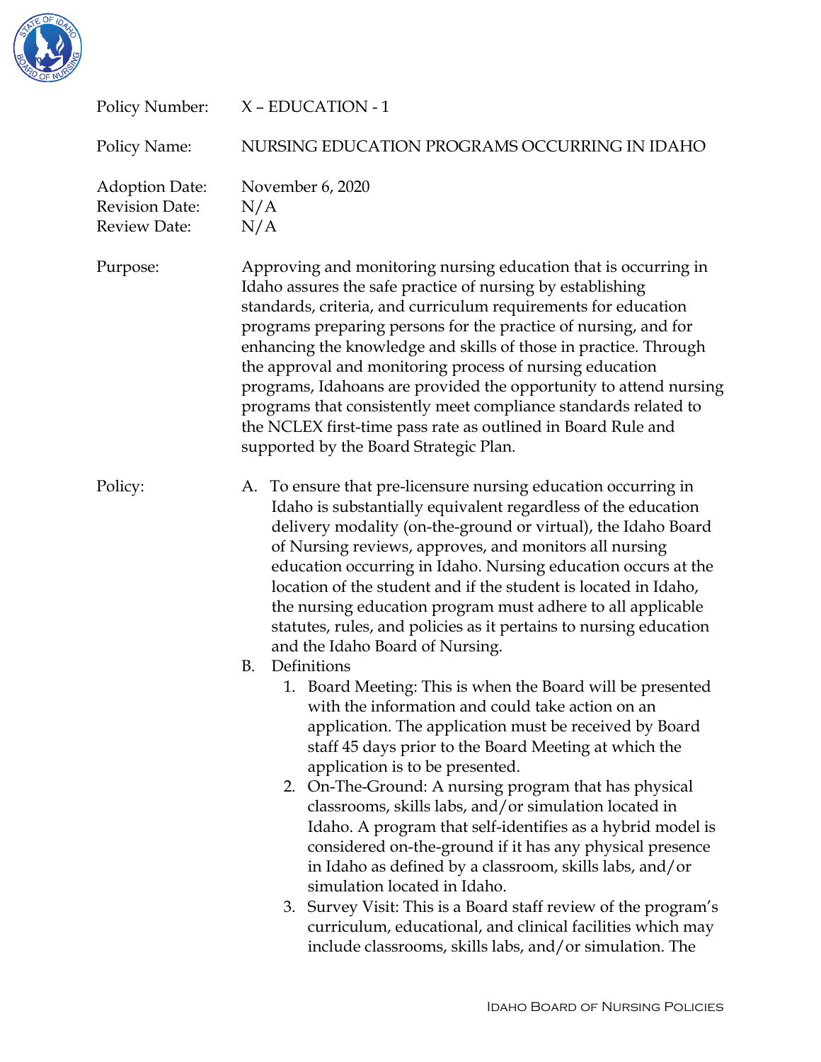Policy Number: X – EDUCATION - 1

Policy Name: NURSING EDUCATION PROGRAMS OCCURRING IN IDAHO

Adoption Date: November 6, 2020
Revision Date: N/A
Review Date: N/A

Purpose: Approving and monitoring nursing education that is occurring in Idaho assures the safe practice of nursing by establishing standards, criteria, and curriculum requirements for education programs preparing persons for the practice of nursing, and for enhancing the knowledge and skills of those in practice. Through the approval and monitoring process of nursing education programs, Idahoans are provided the opportunity to attend nursing programs that consistently meet compliance standards related to the NCLEX first-time pass rate as outlined in Board Rule and supported by the Board Strategic Plan.

Policy:

A. To ensure that pre-licensure nursing education occurring in Idaho is substantially equivalent regardless of the education delivery modality (on-the-ground or virtual), the Idaho Board of Nursing reviews, approves, and monitors all nursing education occurring in Idaho. Nursing education occurs at the location of the student and if the student is located in Idaho, the nursing education program must adhere to all applicable statutes, rules, and policies as it pertains to nursing education and the Idaho Board of Nursing.

B. Definitions
   1. Board Meeting: This is when the Board will be presented with the information and could take action on an application. The application must be received by Board staff 45 days prior to the Board Meeting at which the application is to be presented.
   2. On-The-Ground: A nursing program that has physical classrooms, skills labs, and/or simulation located in Idaho. A program that self-identifies as a hybrid model is considered on-the-ground if it has any physical presence in Idaho as defined by a classroom, skills labs, and/or simulation located in Idaho.
   3. Survey Visit: This is a Board staff review of the program's curriculum, educational, and clinical facilities which may include classrooms, skills labs, and/or simulation. The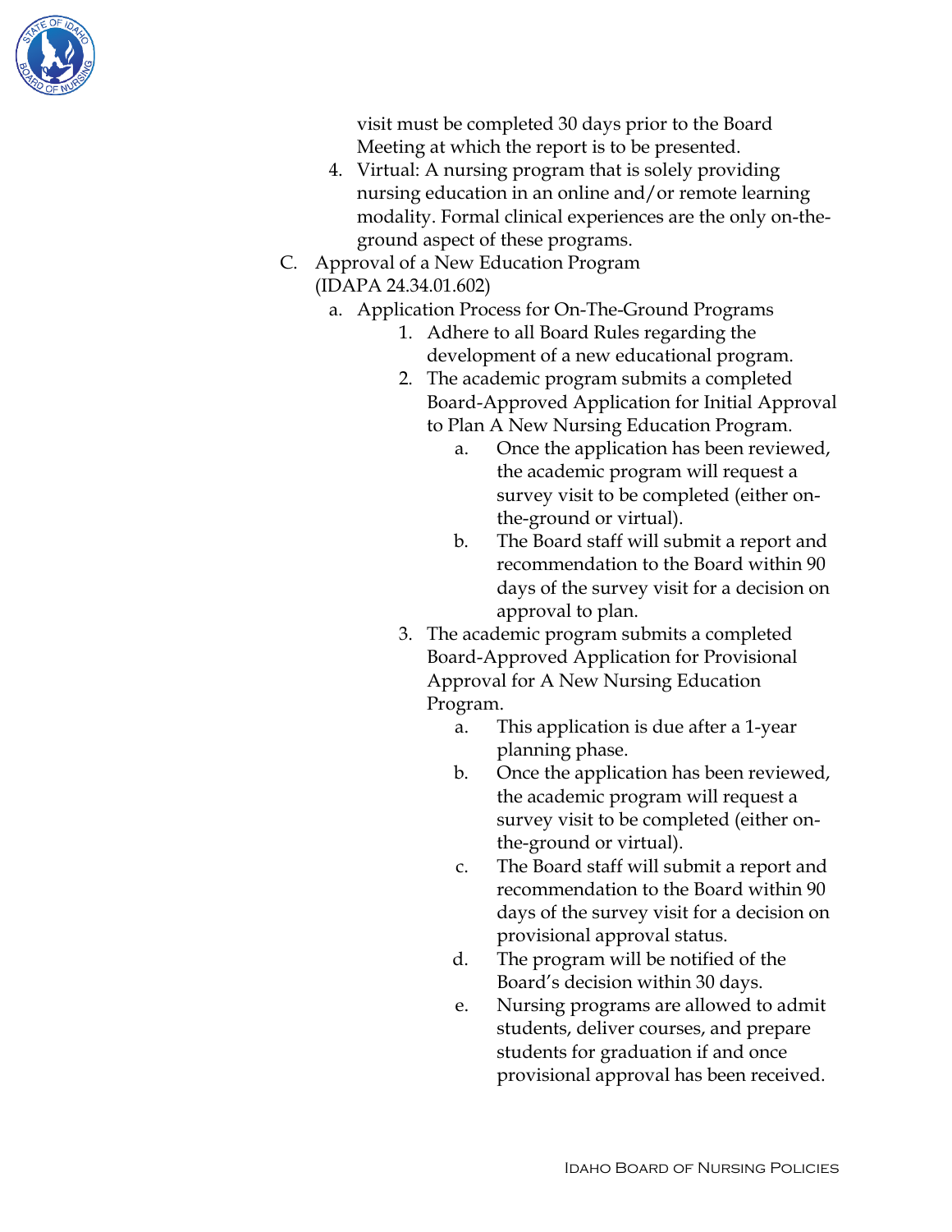visit must be completed 30 days prior to the Board Meeting at which the report is to be presented.

4. Virtual: A nursing program that is solely providing nursing education in an online and/or remote learning modality. Formal clinical experiences are the only on-the-ground aspect of these programs.

C. Approval of a New Education Program (IDAPA 24.34.01.602)

   a. Application Process for On-The-Ground Programs

      1. Adhere to all Board Rules regarding the development of a new educational program.
      2. The academic program submits a completed Board-Approved Application for Initial Approval to Plan A New Nursing Education Program.
         a. Once the application has been reviewed, the academic program will request a survey visit to be completed (either on-the-ground or virtual).
         b. The Board staff will submit a report and recommendation to the Board within 90 days of the survey visit for a decision on approval to plan.
      3. The academic program submits a completed Board-Approved Application for Provisional Approval for A New Nursing Education Program.
         a. This application is due after a 1-year planning phase.
         b. Once the application has been reviewed, the academic program will request a survey visit to be completed (either on-the-ground or virtual).
         c. The Board staff will submit a report and recommendation to the Board within 90 days of the survey visit for a decision on provisional approval status.
         d. The program will be notified of the Board's decision within 30 days.
         e. Nursing programs are allowed to admit students, deliver courses, and prepare students for graduation if and once provisional approval has been received.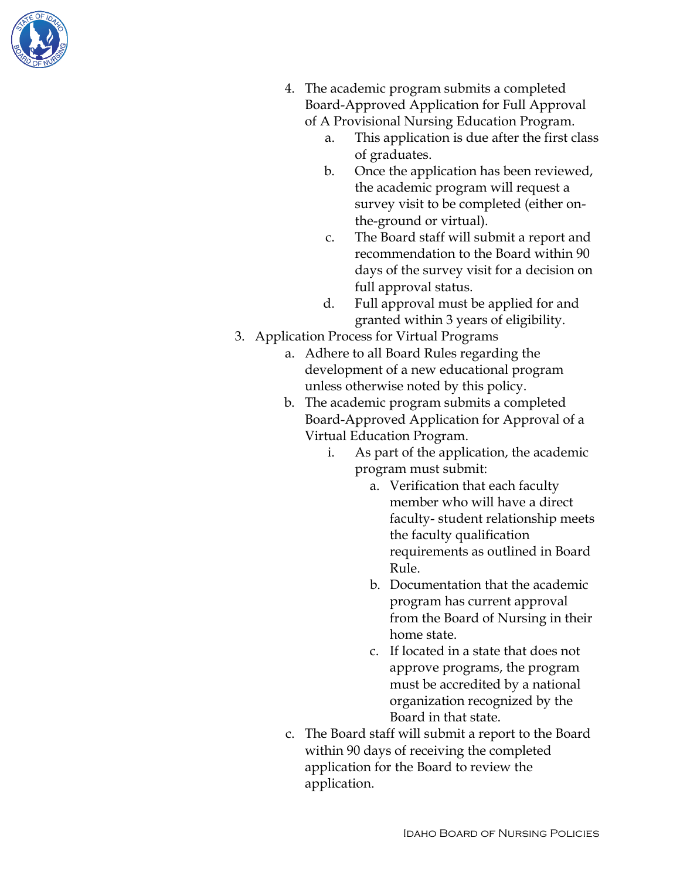4. The academic program submits a completed Board-Approved Application for Full Approval of A Provisional Nursing Education Program.
    a. This application is due after the first class of graduates.
    b. Once the application has been reviewed, the academic program will request a survey visit to be completed (either on-the-ground or virtual).
    c. The Board staff will submit a report and recommendation to the Board within 90 days of the survey visit for a decision on full approval status.
    d. Full approval must be applied for and granted within 3 years of eligibility.

3. Application Process for Virtual Programs
    a. Adhere to all Board Rules regarding the development of a new educational program unless otherwise noted by this policy.
    b. The academic program submits a completed Board-Approved Application for Approval of a Virtual Education Program.
        i. As part of the application, the academic program must submit:
            a. Verification that each faculty member who will have a direct faculty- student relationship meets the faculty qualification requirements as outlined in Board Rule.
            b. Documentation that the academic program has current approval from the Board of Nursing in their home state.
            c. If located in a state that does not approve programs, the program must be accredited by a national organization recognized by the Board in that state.
    c. The Board staff will submit a report to the Board within 90 days of receiving the completed application for the Board to review the application.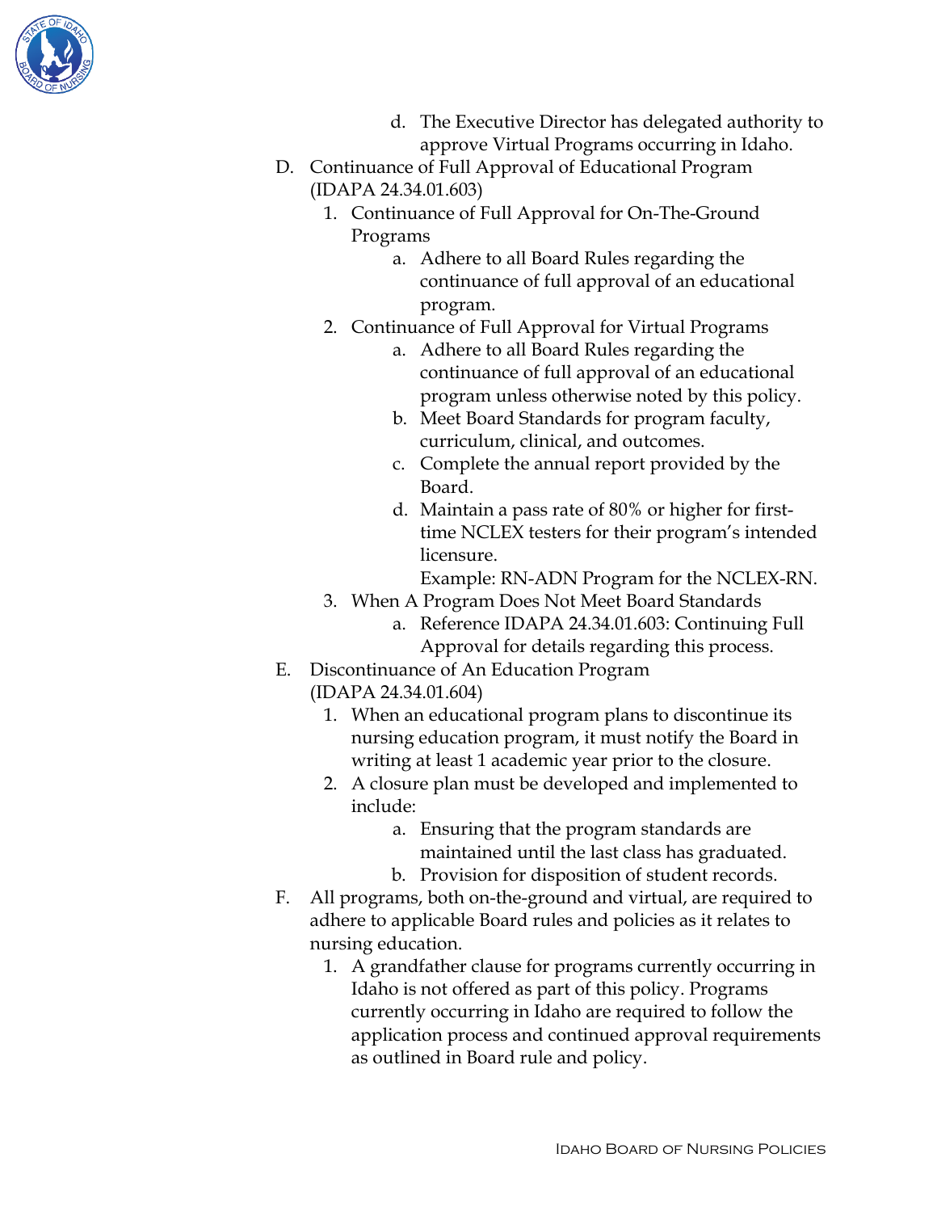d. The Executive Director has delegated authority to approve Virtual Programs occurring in Idaho.

D. Continuance of Full Approval of Educational Program (IDAPA 24.34.01.603)
   1. Continuance of Full Approval for On-The-Ground Programs
      a. Adhere to all Board Rules regarding the continuance of full approval of an educational program.
   2. Continuance of Full Approval for Virtual Programs
      a. Adhere to all Board Rules regarding the continuance of full approval of an educational program unless otherwise noted by this policy.
      b. Meet Board Standards for program faculty, curriculum, clinical, and outcomes.
      c. Complete the annual report provided by the Board.
      d. Maintain a pass rate of 80% or higher for first-time NCLEX testers for their program's intended licensure.
         Example: RN-ADN Program for the NCLEX-RN.
   3. When A Program Does Not Meet Board Standards
      a. Reference IDAPA 24.34.01.603: Continuing Full Approval for details regarding this process.

E. Discontinuance of An Education Program (IDAPA 24.34.01.604)
   1. When an educational program plans to discontinue its nursing education program, it must notify the Board in writing at least 1 academic year prior to the closure.
   2. A closure plan must be developed and implemented to include:
      a. Ensuring that the program standards are maintained until the last class has graduated.
      b. Provision for disposition of student records.

F. All programs, both on-the-ground and virtual, are required to adhere to applicable Board rules and policies as it relates to nursing education.
   1. A grandfather clause for programs currently occurring in Idaho is not offered as part of this policy. Programs currently occurring in Idaho are required to follow the application process and continued approval requirements as outlined in Board rule and policy.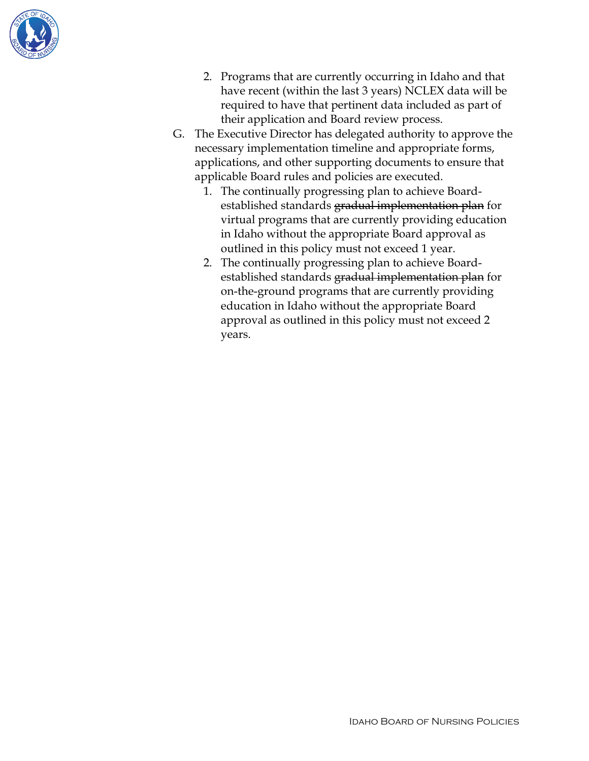2. Programs that are currently occurring in Idaho and that have recent (within the last 3 years) NCLEX data will be required to have that pertinent data included as part of their application and Board review process.

G. The Executive Director has delegated authority to approve the necessary implementation timeline and appropriate forms, applications, and other supporting documents to ensure that applicable Board rules and policies are executed.

   1. The continually progressing plan to achieve Board-established standards ~~gradual implementation plan~~ for virtual programs that are currently providing education in Idaho without the appropriate Board approval as outlined in this policy must not exceed 1 year.
   2. The continually progressing plan to achieve Board-established standards ~~gradual implementation plan~~ for on-the-ground programs that are currently providing education in Idaho without the appropriate Board approval as outlined in this policy must not exceed 2 years.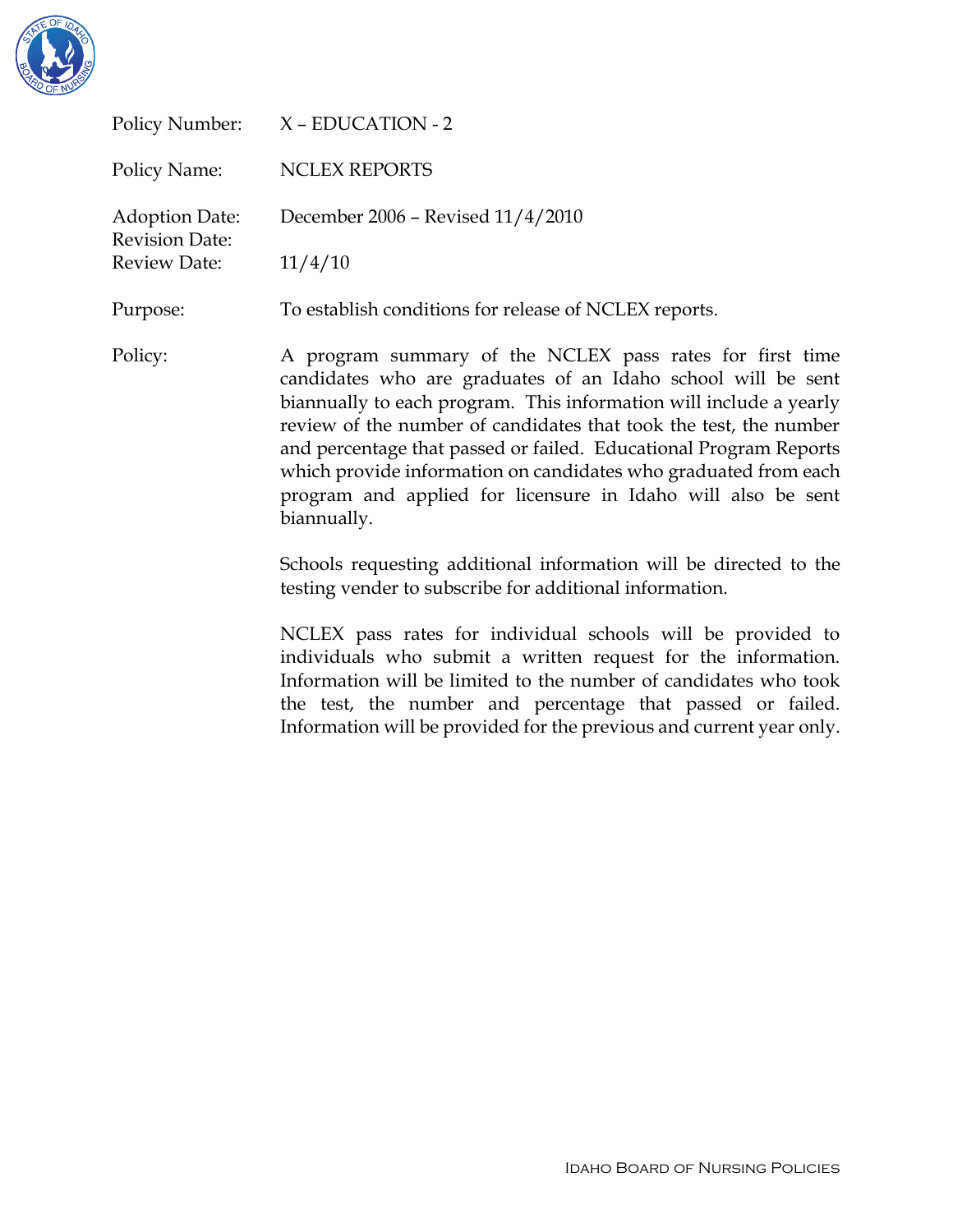| | |
|---|---|
| Policy Number: | X – EDUCATION - 2 |
| Policy Name: | NCLEX REPORTS |
| Adoption Date: Revision Date: | December 2006 – Revised 11/4/2010 |
| Review Date: | 11/4/10 |
| Purpose: | To establish conditions for release of NCLEX reports. |

Policy:

A program summary of the NCLEX pass rates for first time candidates who are graduates of an Idaho school will be sent biannually to each program. This information will include a yearly review of the number of candidates that took the test, the number and percentage that passed or failed. Educational Program Reports which provide information on candidates who graduated from each program and applied for licensure in Idaho will also be sent biannually.

Schools requesting additional information will be directed to the testing vender to subscribe for additional information.

NCLEX pass rates for individual schools will be provided to individuals who submit a written request for the information. Information will be limited to the number of candidates who took the test, the number and percentage that passed or failed. Information will be provided for the previous and current year only.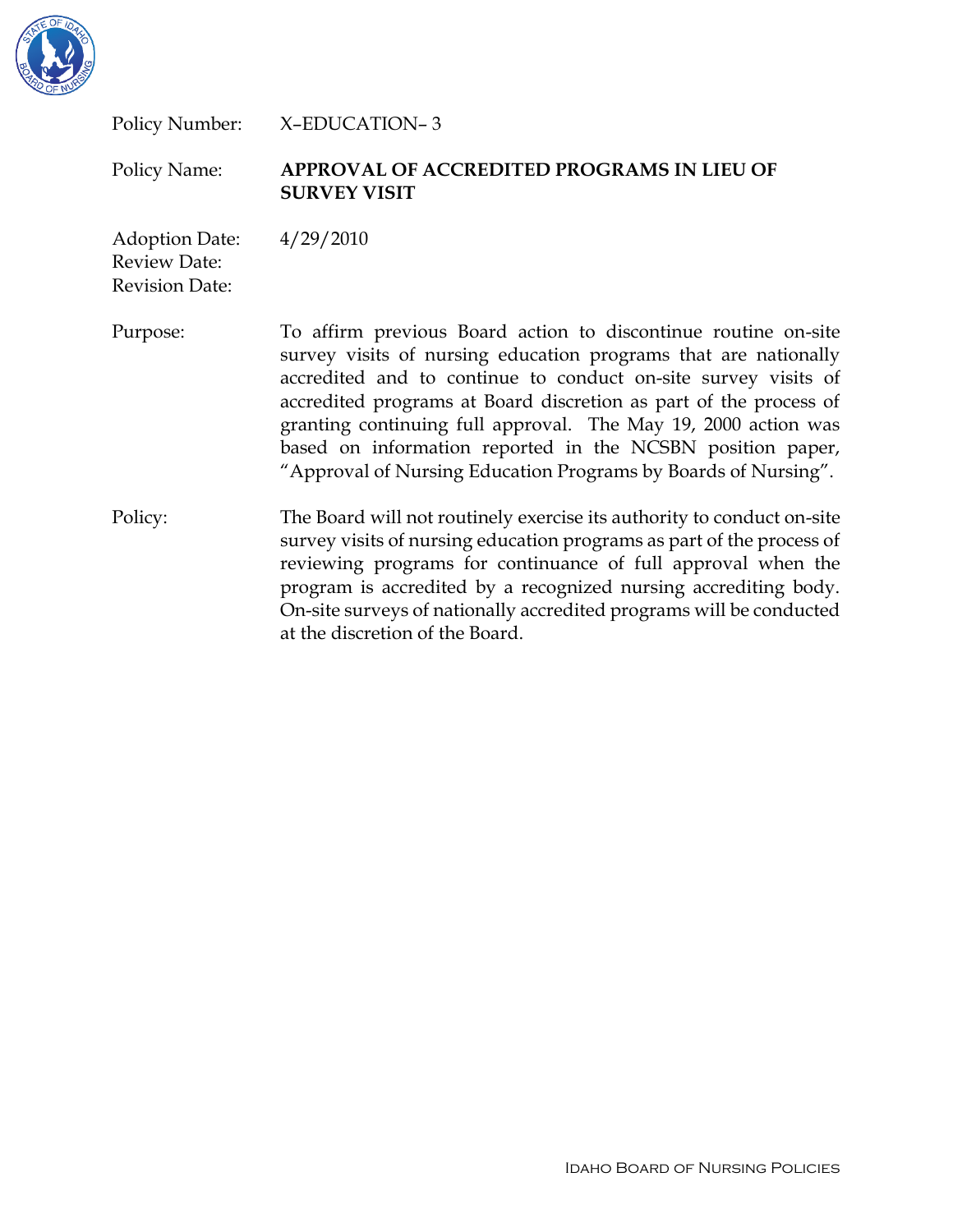Policy Number: X–EDUCATION– 3

Policy Name: **APPROVAL OF ACCREDITED PROGRAMS IN LIEU OF SURVEY VISIT**

Adoption Date: 4/29/2010
Review Date:
Revision Date:

Purpose: To affirm previous Board action to discontinue routine on-site survey visits of nursing education programs that are nationally accredited and to continue to conduct on-site survey visits of accredited programs at Board discretion as part of the process of granting continuing full approval. The May 19, 2000 action was based on information reported in the NCSBN position paper, "Approval of Nursing Education Programs by Boards of Nursing".

Policy: The Board will not routinely exercise its authority to conduct on-site survey visits of nursing education programs as part of the process of reviewing programs for continuance of full approval when the program is accredited by a recognized nursing accrediting body. On-site surveys of nationally accredited programs will be conducted at the discretion of the Board.